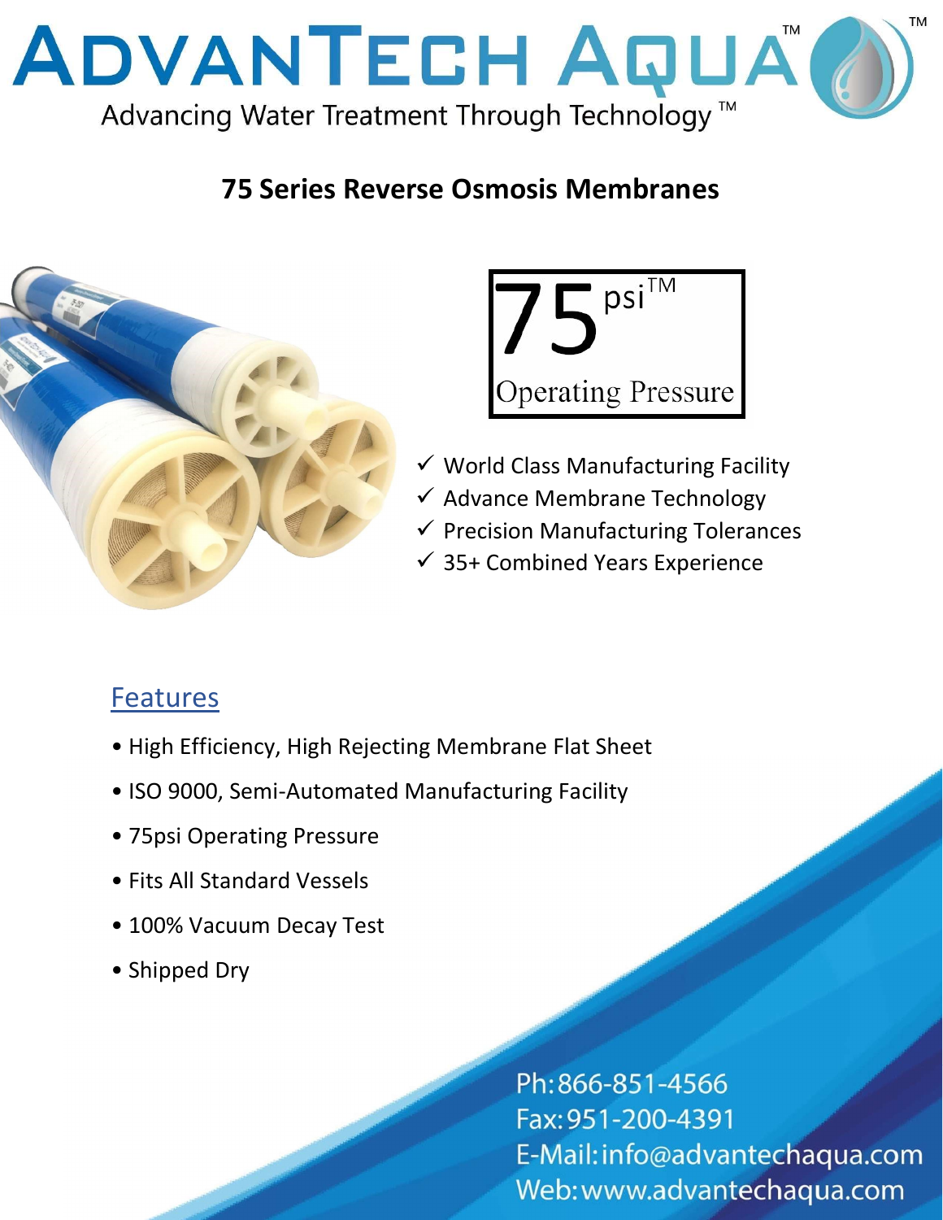# ADVANTECH AQUA™

Advancing Water Treatment Through Technology ™

## 75 Series Reverse Osmosis Membranes

75 psi™

Operating Pressure

- ✓ World Class Manufacturing Facility
- ✓ Advance Membrane Technology
- ✓ Precision Manufacturing Tolerances
- ✓ 35+ Combined Years Experience

## Features

- High Efficiency, High Rejecting Membrane Flat Sheet
- ISO 9000, Semi-Automated Manufacturing Facility
- 75psi Operating Pressure
- Fits All Standard Vessels
- 100% Vacuum Decay Test
- Shipped Dry

Ph: 866-851-4566
Fax: 951-200-4391
E-Mail: info@advantechaqua.com
Web: www.advantechaqua.com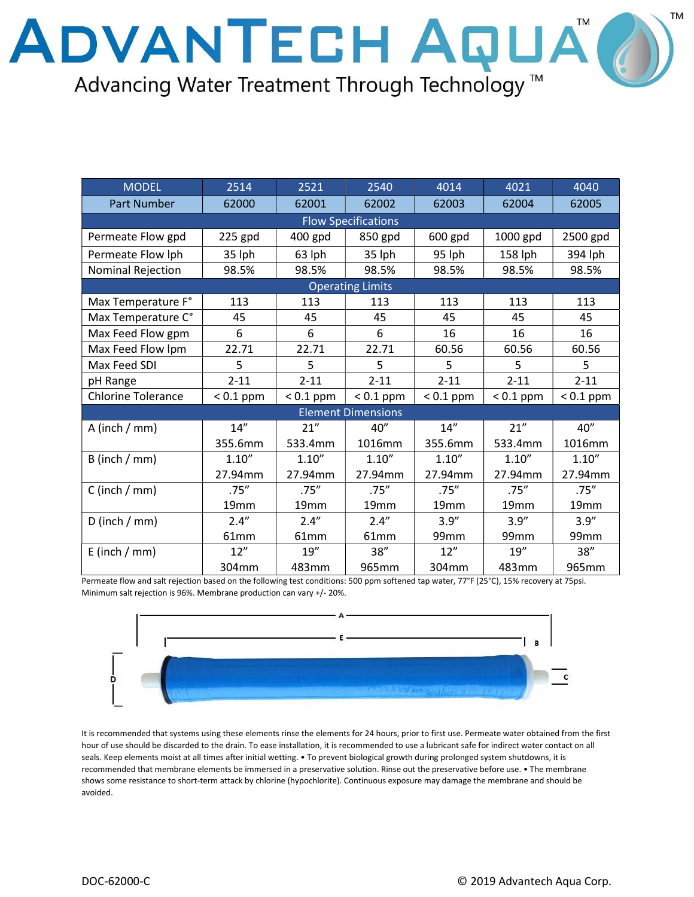# ADVANTECH AQUA™

Advancing Water Treatment Through Technology™

| MODEL | 2514 | 2521 | 2540 | 4014 | 4021 | 4040 |
|---|---|---|---|---|---|---|
| Part Number | 62000 | 62001 | 62002 | 62003 | 62004 | 62005 |
| **Flow Specifications** | | | | | | |
| Permeate Flow gpd | 225 gpd | 400 gpd | 850 gpd | 600 gpd | 1000 gpd | 2500 gpd |
| Permeate Flow lph | 35 lph | 63 lph | 35 lph | 95 lph | 158 lph | 394 lph |
| Nominal Rejection | 98.5% | 98.5% | 98.5% | 98.5% | 98.5% | 98.5% |
| **Operating Limits** | | | | | | |
| Max Temperature F° | 113 | 113 | 113 | 113 | 113 | 113 |
| Max Temperature C° | 45 | 45 | 45 | 45 | 45 | 45 |
| Max Feed Flow gpm | 6 | 6 | 6 | 16 | 16 | 16 |
| Max Feed Flow lpm | 22.71 | 22.71 | 22.71 | 60.56 | 60.56 | 60.56 |
| Max Feed SDI | 5 | 5 | 5 | 5 | 5 | 5 |
| pH Range | 2-11 | 2-11 | 2-11 | 2-11 | 2-11 | 2-11 |
| Chlorine Tolerance | < 0.1 ppm | < 0.1 ppm | < 0.1 ppm | < 0.1 ppm | < 0.1 ppm | < 0.1 ppm |
| **Element Dimensions** | | | | | | |
| A (inch / mm) | 14" 355.6mm | 21" 533.4mm | 40" 1016mm | 14" 355.6mm | 21" 533.4mm | 40" 1016mm |
| B (inch / mm) | 1.10" 27.94mm | 1.10" 27.94mm | 1.10" 27.94mm | 1.10" 27.94mm | 1.10" 27.94mm | 1.10" 27.94mm |
| C (inch / mm) | .75" 19mm | .75" 19mm | .75" 19mm | .75" 19mm | .75" 19mm | .75" 19mm |
| D (inch / mm) | 2.4" 61mm | 2.4" 61mm | 2.4" 61mm | 3.9" 99mm | 3.9" 99mm | 3.9" 99mm |
| E (inch / mm) | 12" 304mm | 19" 483mm | 38" 965mm | 12" 304mm | 19" 483mm | 38" 965mm |

Permeate flow and salt rejection based on the following test conditions: 500 ppm softened tap water, 77°F (25°C), 15% recovery at 75psi. Minimum salt rejection is 96%. Membrane production can vary +/- 20%.

A

E

B

D

C

It is recommended that systems using these elements rinse the elements for 24 hours, prior to first use. Permeate water obtained from the first hour of use should be discarded to the drain. To ease installation, it is recommended to use a lubricant safe for indirect water contact on all seals. Keep elements moist at all times after initial wetting. • To prevent biological growth during prolonged system shutdowns, it is recommended that membrane elements be immersed in a preservative solution. Rinse out the preservative before use. • The membrane shows some resistance to short-term attack by chlorine (hypochlorite). Continuous exposure may damage the membrane and should be avoided.

DOC-62000-C © 2019 Advantech Aqua Corp.